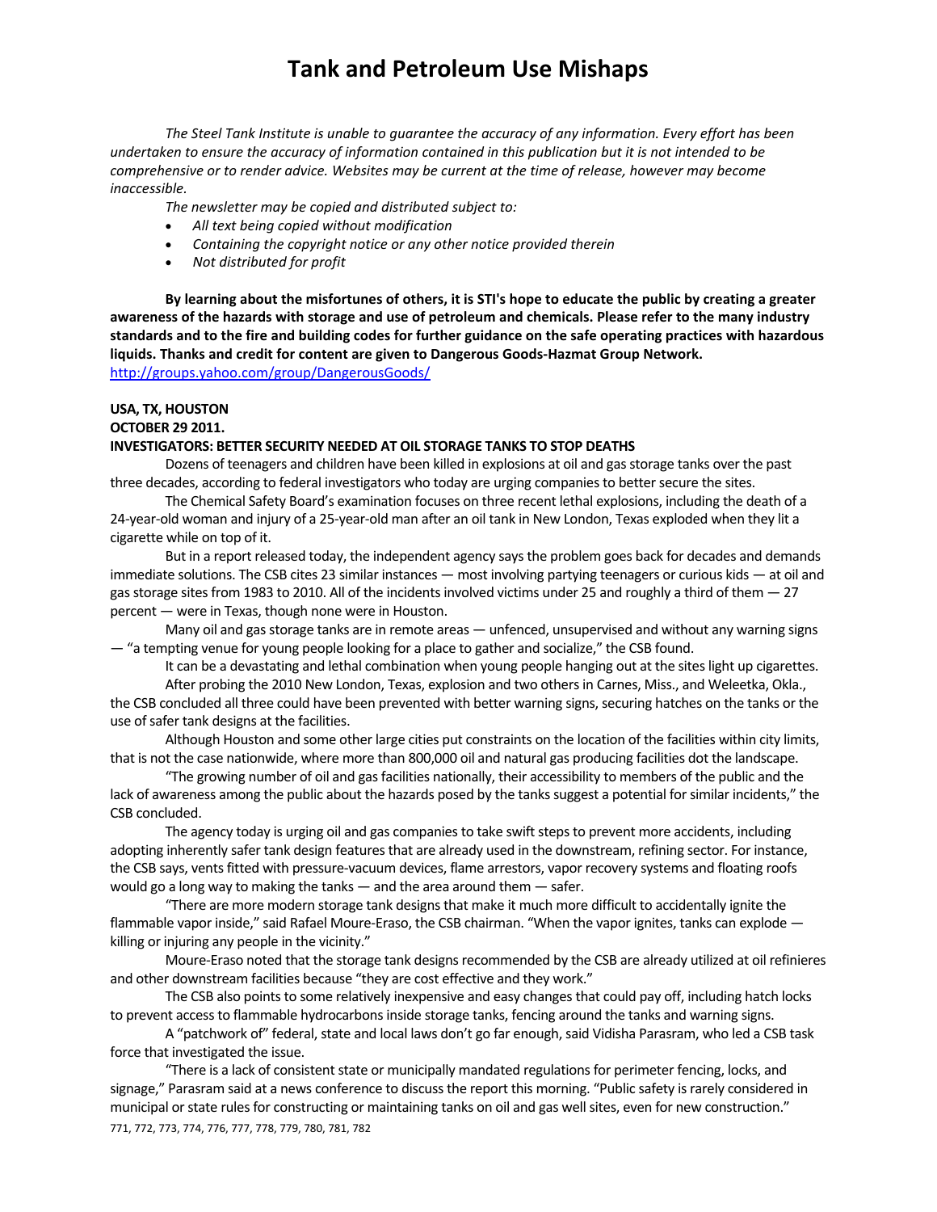# Tank and Petroleum Use Mishaps

*The Steel Tank Institute is unable to guarantee the accuracy of any information. Every effort has been undertaken to ensure the accuracy of information contained in this publication but it is not intended to be comprehensive or to render advice. Websites may be current at the time of release, however may become inaccessible.*

*The newsletter may be copied and distributed subject to:*

- *All text being copied without modification*
- *Containing the copyright notice or any other notice provided therein*
- *Not distributed for profit*

**By learning about the misfortunes of others, it is STI's hope to educate the public by creating a greater awareness of the hazards with storage and use of petroleum and chemicals. Please refer to the many industry standards and to the fire and building codes for further guidance on the safe operating practices with hazardous liquids. Thanks and credit for content are given to Dangerous Goods-Hazmat Group Network.**
http://groups.yahoo.com/group/DangerousGoods/

**USA, TX, HOUSTON**
**OCTOBER 29 2011.**
**INVESTIGATORS: BETTER SECURITY NEEDED AT OIL STORAGE TANKS TO STOP DEATHS**

Dozens of teenagers and children have been killed in explosions at oil and gas storage tanks over the past three decades, according to federal investigators who today are urging companies to better secure the sites.

The Chemical Safety Board's examination focuses on three recent lethal explosions, including the death of a 24-year-old woman and injury of a 25-year-old man after an oil tank in New London, Texas exploded when they lit a cigarette while on top of it.

But in a report released today, the independent agency says the problem goes back for decades and demands immediate solutions. The CSB cites 23 similar instances — most involving partying teenagers or curious kids — at oil and gas storage sites from 1983 to 2010. All of the incidents involved victims under 25 and roughly a third of them — 27 percent — were in Texas, though none were in Houston.

Many oil and gas storage tanks are in remote areas — unfenced, unsupervised and without any warning signs — "a tempting venue for young people looking for a place to gather and socialize," the CSB found.

It can be a devastating and lethal combination when young people hanging out at the sites light up cigarettes.

After probing the 2010 New London, Texas, explosion and two others in Carnes, Miss., and Weleetka, Okla., the CSB concluded all three could have been prevented with better warning signs, securing hatches on the tanks or the use of safer tank designs at the facilities.

Although Houston and some other large cities put constraints on the location of the facilities within city limits, that is not the case nationwide, where more than 800,000 oil and natural gas producing facilities dot the landscape.

"The growing number of oil and gas facilities nationally, their accessibility to members of the public and the lack of awareness among the public about the hazards posed by the tanks suggest a potential for similar incidents," the CSB concluded.

The agency today is urging oil and gas companies to take swift steps to prevent more accidents, including adopting inherently safer tank design features that are already used in the downstream, refining sector. For instance, the CSB says, vents fitted with pressure-vacuum devices, flame arrestors, vapor recovery systems and floating roofs would go a long way to making the tanks — and the area around them — safer.

"There are more modern storage tank designs that make it much more difficult to accidentally ignite the flammable vapor inside," said Rafael Moure-Eraso, the CSB chairman. "When the vapor ignites, tanks can explode — killing or injuring any people in the vicinity."

Moure-Eraso noted that the storage tank designs recommended by the CSB are already utilized at oil refinieres and other downstream facilities because "they are cost effective and they work."

The CSB also points to some relatively inexpensive and easy changes that could pay off, including hatch locks to prevent access to flammable hydrocarbons inside storage tanks, fencing around the tanks and warning signs.

A "patchwork of" federal, state and local laws don't go far enough, said Vidisha Parasram, who led a CSB task force that investigated the issue.

"There is a lack of consistent state or municipally mandated regulations for perimeter fencing, locks, and signage," Parasram said at a news conference to discuss the report this morning. "Public safety is rarely considered in municipal or state rules for constructing or maintaining tanks on oil and gas well sites, even for new construction."

771, 772, 773, 774, 776, 777, 778, 779, 780, 781, 782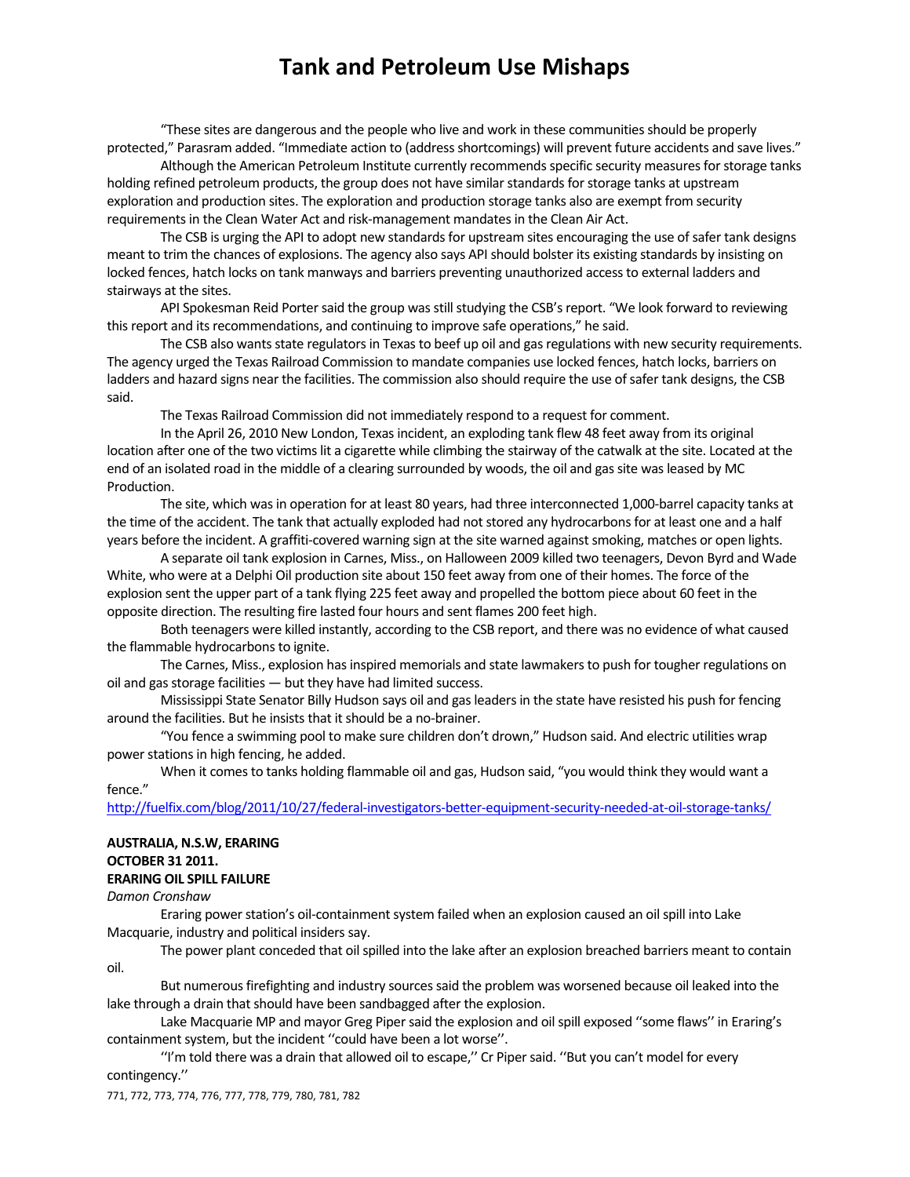"These sites are dangerous and the people who live and work in these communities should be properly protected," Parasram added. "Immediate action to (address shortcomings) will prevent future accidents and save lives."

Although the American Petroleum Institute currently recommends specific security measures for storage tanks holding refined petroleum products, the group does not have similar standards for storage tanks at upstream exploration and production sites. The exploration and production storage tanks also are exempt from security requirements in the Clean Water Act and risk-management mandates in the Clean Air Act.

The CSB is urging the API to adopt new standards for upstream sites encouraging the use of safer tank designs meant to trim the chances of explosions. The agency also says API should bolster its existing standards by insisting on locked fences, hatch locks on tank manways and barriers preventing unauthorized access to external ladders and stairways at the sites.

API Spokesman Reid Porter said the group was still studying the CSB's report. "We look forward to reviewing this report and its recommendations, and continuing to improve safe operations," he said.

The CSB also wants state regulators in Texas to beef up oil and gas regulations with new security requirements. The agency urged the Texas Railroad Commission to mandate companies use locked fences, hatch locks, barriers on ladders and hazard signs near the facilities. The commission also should require the use of safer tank designs, the CSB said.

The Texas Railroad Commission did not immediately respond to a request for comment.

In the April 26, 2010 New London, Texas incident, an exploding tank flew 48 feet away from its original location after one of the two victims lit a cigarette while climbing the stairway of the catwalk at the site. Located at the end of an isolated road in the middle of a clearing surrounded by woods, the oil and gas site was leased by MC Production.

The site, which was in operation for at least 80 years, had three interconnected 1,000-barrel capacity tanks at the time of the accident. The tank that actually exploded had not stored any hydrocarbons for at least one and a half years before the incident. A graffiti-covered warning sign at the site warned against smoking, matches or open lights.

A separate oil tank explosion in Carnes, Miss., on Halloween 2009 killed two teenagers, Devon Byrd and Wade White, who were at a Delphi Oil production site about 150 feet away from one of their homes. The force of the explosion sent the upper part of a tank flying 225 feet away and propelled the bottom piece about 60 feet in the opposite direction. The resulting fire lasted four hours and sent flames 200 feet high.

Both teenagers were killed instantly, according to the CSB report, and there was no evidence of what caused the flammable hydrocarbons to ignite.

The Carnes, Miss., explosion has inspired memorials and state lawmakers to push for tougher regulations on oil and gas storage facilities — but they have had limited success.

Mississippi State Senator Billy Hudson says oil and gas leaders in the state have resisted his push for fencing around the facilities. But he insists that it should be a no-brainer.

"You fence a swimming pool to make sure children don't drown," Hudson said. And electric utilities wrap power stations in high fencing, he added.

When it comes to tanks holding flammable oil and gas, Hudson said, "you would think they would want a fence."

http://fuelfix.com/blog/2011/10/27/federal-investigators-better-equipment-security-needed-at-oil-storage-tanks/

**AUSTRALIA, N.S.W, ERARING**
**OCTOBER 31 2011.**
**ERARING OIL SPILL FAILURE**

*Damon Cronshaw*

Eraring power station's oil-containment system failed when an explosion caused an oil spill into Lake Macquarie, industry and political insiders say.

The power plant conceded that oil spilled into the lake after an explosion breached barriers meant to contain oil.

But numerous firefighting and industry sources said the problem was worsened because oil leaked into the lake through a drain that should have been sandbagged after the explosion.

Lake Macquarie MP and mayor Greg Piper said the explosion and oil spill exposed ''some flaws'' in Eraring's containment system, but the incident ''could have been a lot worse''.

''I'm told there was a drain that allowed oil to escape,'' Cr Piper said. ''But you can't model for every contingency.''

771, 772, 773, 774, 776, 777, 778, 779, 780, 781, 782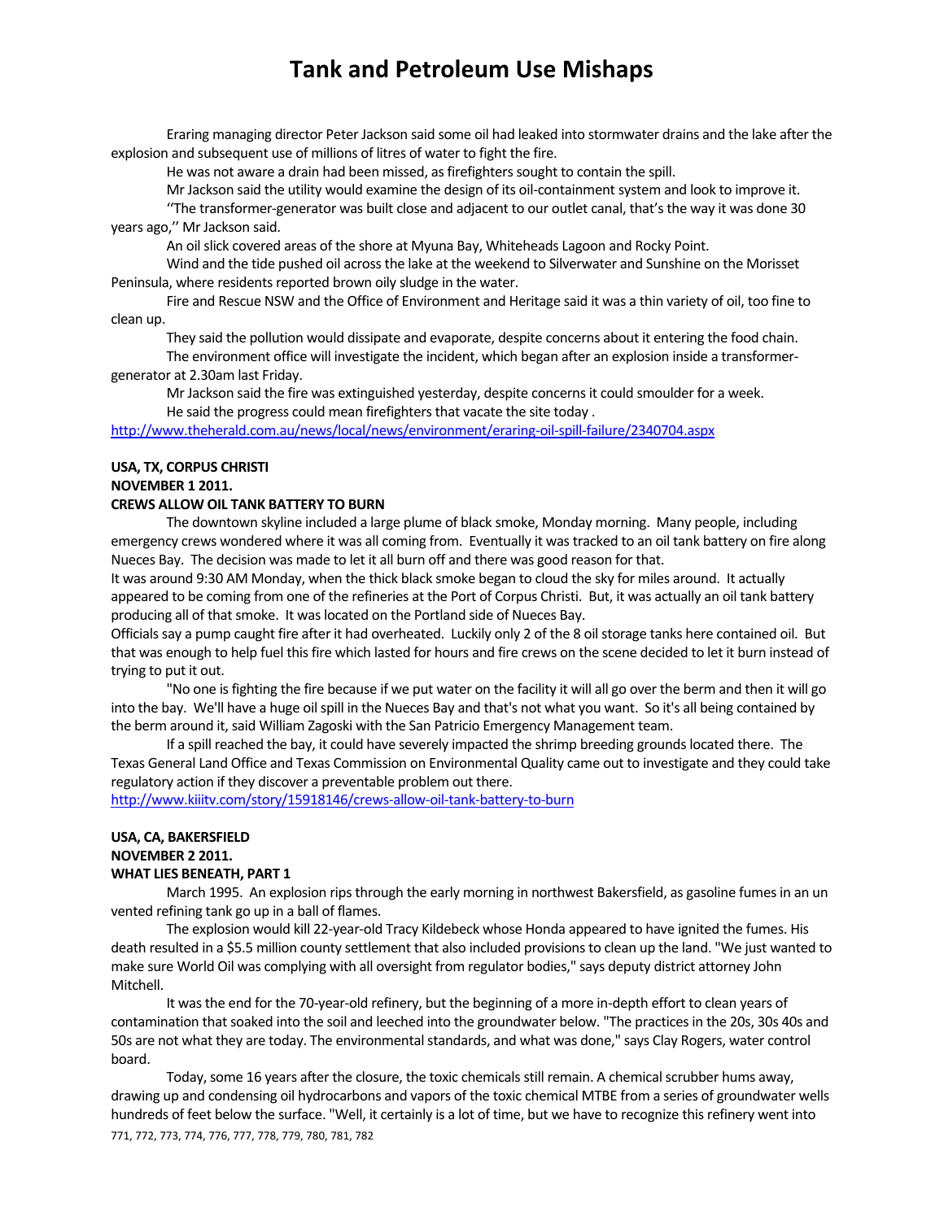Eraring managing director Peter Jackson said some oil had leaked into stormwater drains and the lake after the explosion and subsequent use of millions of litres of water to fight the fire.

He was not aware a drain had been missed, as firefighters sought to contain the spill.

Mr Jackson said the utility would examine the design of its oil-containment system and look to improve it.

''The transformer-generator was built close and adjacent to our outlet canal, that's the way it was done 30 years ago,'' Mr Jackson said.

An oil slick covered areas of the shore at Myuna Bay, Whiteheads Lagoon and Rocky Point.

Wind and the tide pushed oil across the lake at the weekend to Silverwater and Sunshine on the Morisset Peninsula, where residents reported brown oily sludge in the water.

Fire and Rescue NSW and the Office of Environment and Heritage said it was a thin variety of oil, too fine to clean up.

They said the pollution would dissipate and evaporate, despite concerns about it entering the food chain.

The environment office will investigate the incident, which began after an explosion inside a transformer-generator at 2.30am last Friday.

Mr Jackson said the fire was extinguished yesterday, despite concerns it could smoulder for a week.

He said the progress could mean firefighters that vacate the site today .

http://www.theherald.com.au/news/local/news/environment/eraring-oil-spill-failure/2340704.aspx

**USA, TX, CORPUS CHRISTI**
**NOVEMBER 1 2011.**
**CREWS ALLOW OIL TANK BATTERY TO BURN**

The downtown skyline included a large plume of black smoke, Monday morning. Many people, including emergency crews wondered where it was all coming from. Eventually it was tracked to an oil tank battery on fire along Nueces Bay. The decision was made to let it all burn off and there was good reason for that.

It was around 9:30 AM Monday, when the thick black smoke began to cloud the sky for miles around. It actually appeared to be coming from one of the refineries at the Port of Corpus Christi. But, it was actually an oil tank battery producing all of that smoke. It was located on the Portland side of Nueces Bay.

Officials say a pump caught fire after it had overheated. Luckily only 2 of the 8 oil storage tanks here contained oil. But that was enough to help fuel this fire which lasted for hours and fire crews on the scene decided to let it burn instead of trying to put it out.

"No one is fighting the fire because if we put water on the facility it will all go over the berm and then it will go into the bay. We'll have a huge oil spill in the Nueces Bay and that's not what you want. So it's all being contained by the berm around it, said William Zagoski with the San Patricio Emergency Management team.

If a spill reached the bay, it could have severely impacted the shrimp breeding grounds located there. The Texas General Land Office and Texas Commission on Environmental Quality came out to investigate and they could take regulatory action if they discover a preventable problem out there.

http://www.kiiitv.com/story/15918146/crews-allow-oil-tank-battery-to-burn

**USA, CA, BAKERSFIELD**
**NOVEMBER 2 2011.**
**WHAT LIES BENEATH, PART 1**

March 1995. An explosion rips through the early morning in northwest Bakersfield, as gasoline fumes in an un vented refining tank go up in a ball of flames.

The explosion would kill 22-year-old Tracy Kildebeck whose Honda appeared to have ignited the fumes. His death resulted in a $5.5 million county settlement that also included provisions to clean up the land. "We just wanted to make sure World Oil was complying with all oversight from regulator bodies," says deputy district attorney John Mitchell.

It was the end for the 70-year-old refinery, but the beginning of a more in-depth effort to clean years of contamination that soaked into the soil and leeched into the groundwater below. "The practices in the 20s, 30s 40s and 50s are not what they are today. The environmental standards, and what was done," says Clay Rogers, water control board.

Today, some 16 years after the closure, the toxic chemicals still remain. A chemical scrubber hums away, drawing up and condensing oil hydrocarbons and vapors of the toxic chemical MTBE from a series of groundwater wells hundreds of feet below the surface. "Well, it certainly is a lot of time, but we have to recognize this refinery went into

771, 772, 773, 774, 776, 777, 778, 779, 780, 781, 782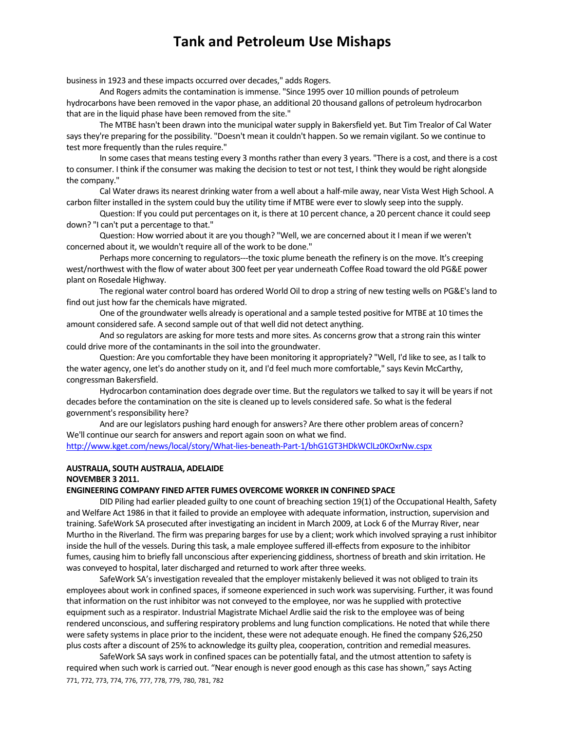business in 1923 and these impacts occurred over decades," adds Rogers.

And Rogers admits the contamination is immense. "Since 1995 over 10 million pounds of petroleum hydrocarbons have been removed in the vapor phase, an additional 20 thousand gallons of petroleum hydrocarbon that are in the liquid phase have been removed from the site."

The MTBE hasn't been drawn into the municipal water supply in Bakersfield yet. But Tim Trealor of Cal Water says they're preparing for the possibility. "Doesn't mean it couldn't happen. So we remain vigilant. So we continue to test more frequently than the rules require."

In some cases that means testing every 3 months rather than every 3 years. "There is a cost, and there is a cost to consumer. I think if the consumer was making the decision to test or not test, I think they would be right alongside the company."

Cal Water draws its nearest drinking water from a well about a half-mile away, near Vista West High School. A carbon filter installed in the system could buy the utility time if MTBE were ever to slowly seep into the supply.

Question: If you could put percentages on it, is there at 10 percent chance, a 20 percent chance it could seep down? "I can't put a percentage to that."

Question: How worried about it are you though? "Well, we are concerned about it I mean if we weren't concerned about it, we wouldn't require all of the work to be done."

Perhaps more concerning to regulators---the toxic plume beneath the refinery is on the move. It's creeping west/northwest with the flow of water about 300 feet per year underneath Coffee Road toward the old PG&E power plant on Rosedale Highway.

The regional water control board has ordered World Oil to drop a string of new testing wells on PG&E's land to find out just how far the chemicals have migrated.

One of the groundwater wells already is operational and a sample tested positive for MTBE at 10 times the amount considered safe. A second sample out of that well did not detect anything.

And so regulators are asking for more tests and more sites. As concerns grow that a strong rain this winter could drive more of the contaminants in the soil into the groundwater.

Question: Are you comfortable they have been monitoring it appropriately? "Well, I'd like to see, as I talk to the water agency, one let's do another study on it, and I'd feel much more comfortable," says Kevin McCarthy, congressman Bakersfield.

Hydrocarbon contamination does degrade over time. But the regulators we talked to say it will be years if not decades before the contamination on the site is cleaned up to levels considered safe. So what is the federal government's responsibility here?

And are our legislators pushing hard enough for answers? Are there other problem areas of concern? We'll continue our search for answers and report again soon on what we find.

http://www.kget.com/news/local/story/What-lies-beneath-Part-1/bhG1GT3HDkWClLz0KOxrNw.cspx

**AUSTRALIA, SOUTH AUSTRALIA, ADELAIDE**
**NOVEMBER 3 2011.**
**ENGINEERING COMPANY FINED AFTER FUMES OVERCOME WORKER IN CONFINED SPACE**

DID Piling had earlier pleaded guilty to one count of breaching section 19(1) of the Occupational Health, Safety and Welfare Act 1986 in that it failed to provide an employee with adequate information, instruction, supervision and training. SafeWork SA prosecuted after investigating an incident in March 2009, at Lock 6 of the Murray River, near Murtho in the Riverland. The firm was preparing barges for use by a client; work which involved spraying a rust inhibitor inside the hull of the vessels. During this task, a male employee suffered ill-effects from exposure to the inhibitor fumes, causing him to briefly fall unconscious after experiencing giddiness, shortness of breath and skin irritation. He was conveyed to hospital, later discharged and returned to work after three weeks.

SafeWork SA's investigation revealed that the employer mistakenly believed it was not obliged to train its employees about work in confined spaces, if someone experienced in such work was supervising. Further, it was found that information on the rust inhibitor was not conveyed to the employee, nor was he supplied with protective equipment such as a respirator. Industrial Magistrate Michael Ardlie said the risk to the employee was of being rendered unconscious, and suffering respiratory problems and lung function complications. He noted that while there were safety systems in place prior to the incident, these were not adequate enough. He fined the company $26,250 plus costs after a discount of 25% to acknowledge its guilty plea, cooperation, contrition and remedial measures.

SafeWork SA says work in confined spaces can be potentially fatal, and the utmost attention to safety is required when such work is carried out. "Near enough is never good enough as this case has shown," says Acting

771, 772, 773, 774, 776, 777, 778, 779, 780, 781, 782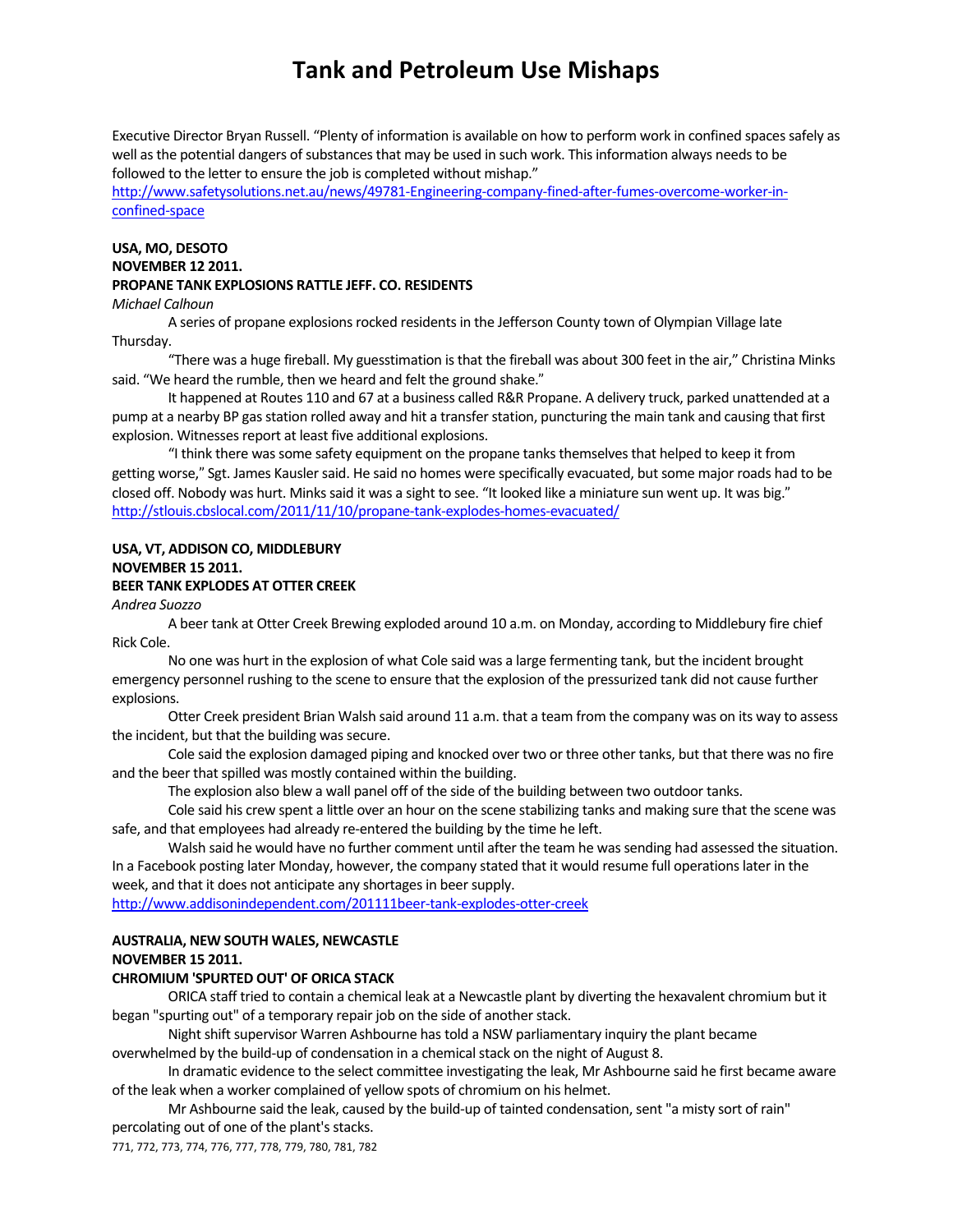Executive Director Bryan Russell. "Plenty of information is available on how to perform work in confined spaces safely as well as the potential dangers of substances that may be used in such work. This information always needs to be followed to the letter to ensure the job is completed without mishap."
http://www.safetysolutions.net.au/news/49781-Engineering-company-fined-after-fumes-overcome-worker-in-confined-space

**USA, MO, DESOTO**
**NOVEMBER 12 2011.**
**PROPANE TANK EXPLOSIONS RATTLE JEFF. CO. RESIDENTS**
*Michael Calhoun*

A series of propane explosions rocked residents in the Jefferson County town of Olympian Village late Thursday.

"There was a huge fireball. My guesstimation is that the fireball was about 300 feet in the air," Christina Minks said. "We heard the rumble, then we heard and felt the ground shake."

It happened at Routes 110 and 67 at a business called R&R Propane. A delivery truck, parked unattended at a pump at a nearby BP gas station rolled away and hit a transfer station, puncturing the main tank and causing that first explosion. Witnesses report at least five additional explosions.

"I think there was some safety equipment on the propane tanks themselves that helped to keep it from getting worse," Sgt. James Kausler said. He said no homes were specifically evacuated, but some major roads had to be closed off. Nobody was hurt. Minks said it was a sight to see. "It looked like a miniature sun went up. It was big."
http://stlouis.cbslocal.com/2011/11/10/propane-tank-explodes-homes-evacuated/

**USA, VT, ADDISON CO, MIDDLEBURY**
**NOVEMBER 15 2011.**
**BEER TANK EXPLODES AT OTTER CREEK**
*Andrea Suozzo*

A beer tank at Otter Creek Brewing exploded around 10 a.m. on Monday, according to Middlebury fire chief Rick Cole.

No one was hurt in the explosion of what Cole said was a large fermenting tank, but the incident brought emergency personnel rushing to the scene to ensure that the explosion of the pressurized tank did not cause further explosions.

Otter Creek president Brian Walsh said around 11 a.m. that a team from the company was on its way to assess the incident, but that the building was secure.

Cole said the explosion damaged piping and knocked over two or three other tanks, but that there was no fire and the beer that spilled was mostly contained within the building.

The explosion also blew a wall panel off of the side of the building between two outdoor tanks.

Cole said his crew spent a little over an hour on the scene stabilizing tanks and making sure that the scene was safe, and that employees had already re-entered the building by the time he left.

Walsh said he would have no further comment until after the team he was sending had assessed the situation. In a Facebook posting later Monday, however, the company stated that it would resume full operations later in the week, and that it does not anticipate any shortages in beer supply.
http://www.addisonindependent.com/201111beer-tank-explodes-otter-creek

**AUSTRALIA, NEW SOUTH WALES, NEWCASTLE**
**NOVEMBER 15 2011.**
**CHROMIUM 'SPURTED OUT' OF ORICA STACK**

ORICA staff tried to contain a chemical leak at a Newcastle plant by diverting the hexavalent chromium but it began "spurting out" of a temporary repair job on the side of another stack.

Night shift supervisor Warren Ashbourne has told a NSW parliamentary inquiry the plant became overwhelmed by the build-up of condensation in a chemical stack on the night of August 8.

In dramatic evidence to the select committee investigating the leak, Mr Ashbourne said he first became aware of the leak when a worker complained of yellow spots of chromium on his helmet.

Mr Ashbourne said the leak, caused by the build-up of tainted condensation, sent "a misty sort of rain" percolating out of one of the plant's stacks.

771, 772, 773, 774, 776, 777, 778, 779, 780, 781, 782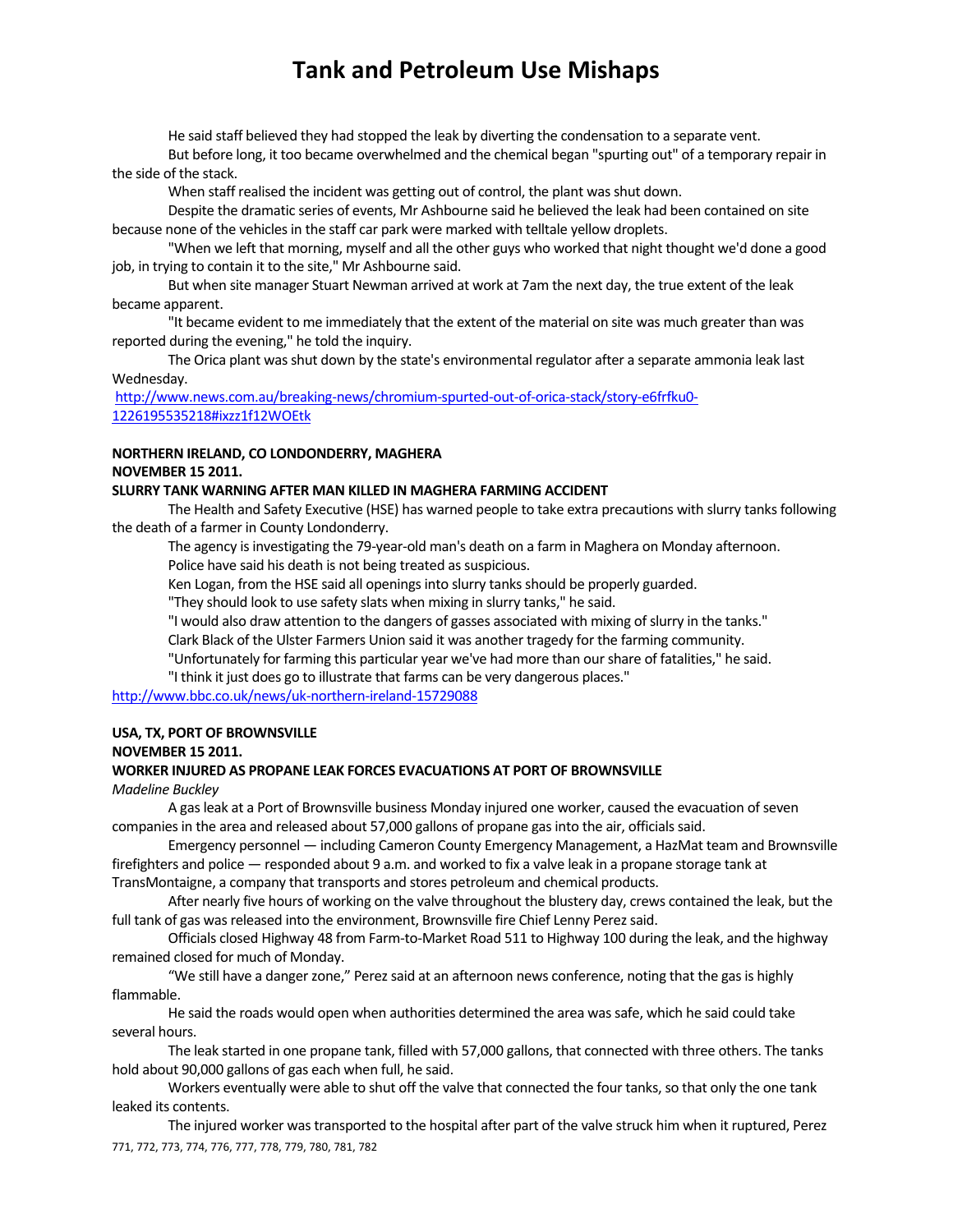He said staff believed they had stopped the leak by diverting the condensation to a separate vent.

But before long, it too became overwhelmed and the chemical began "spurting out" of a temporary repair in the side of the stack.

When staff realised the incident was getting out of control, the plant was shut down.

Despite the dramatic series of events, Mr Ashbourne said he believed the leak had been contained on site because none of the vehicles in the staff car park were marked with telltale yellow droplets.

"When we left that morning, myself and all the other guys who worked that night thought we'd done a good job, in trying to contain it to the site," Mr Ashbourne said.

But when site manager Stuart Newman arrived at work at 7am the next day, the true extent of the leak became apparent.

"It became evident to me immediately that the extent of the material on site was much greater than was reported during the evening," he told the inquiry.

The Orica plant was shut down by the state's environmental regulator after a separate ammonia leak last Wednesday.

http://www.news.com.au/breaking-news/chromium-spurted-out-of-orica-stack/story-e6frfku0-1226195535218#ixzz1f12WOEtk

**NORTHERN IRELAND, CO LONDONDERRY, MAGHERA**

**NOVEMBER 15 2011.**

**SLURRY TANK WARNING AFTER MAN KILLED IN MAGHERA FARMING ACCIDENT**

The Health and Safety Executive (HSE) has warned people to take extra precautions with slurry tanks following the death of a farmer in County Londonderry.

The agency is investigating the 79-year-old man's death on a farm in Maghera on Monday afternoon.

Police have said his death is not being treated as suspicious.

Ken Logan, from the HSE said all openings into slurry tanks should be properly guarded.

"They should look to use safety slats when mixing in slurry tanks," he said.

"I would also draw attention to the dangers of gasses associated with mixing of slurry in the tanks."

Clark Black of the Ulster Farmers Union said it was another tragedy for the farming community.

"Unfortunately for farming this particular year we've had more than our share of fatalities," he said.

"I think it just does go to illustrate that farms can be very dangerous places."

http://www.bbc.co.uk/news/uk-northern-ireland-15729088

**USA, TX, PORT OF BROWNSVILLE**

**NOVEMBER 15 2011.**

**WORKER INJURED AS PROPANE LEAK FORCES EVACUATIONS AT PORT OF BROWNSVILLE**

*Madeline Buckley*

A gas leak at a Port of Brownsville business Monday injured one worker, caused the evacuation of seven companies in the area and released about 57,000 gallons of propane gas into the air, officials said.

Emergency personnel — including Cameron County Emergency Management, a HazMat team and Brownsville firefighters and police — responded about 9 a.m. and worked to fix a valve leak in a propane storage tank at TransMontaigne, a company that transports and stores petroleum and chemical products.

After nearly five hours of working on the valve throughout the blustery day, crews contained the leak, but the full tank of gas was released into the environment, Brownsville fire Chief Lenny Perez said.

Officials closed Highway 48 from Farm-to-Market Road 511 to Highway 100 during the leak, and the highway remained closed for much of Monday.

"We still have a danger zone," Perez said at an afternoon news conference, noting that the gas is highly flammable.

He said the roads would open when authorities determined the area was safe, which he said could take several hours.

The leak started in one propane tank, filled with 57,000 gallons, that connected with three others. The tanks hold about 90,000 gallons of gas each when full, he said.

Workers eventually were able to shut off the valve that connected the four tanks, so that only the one tank leaked its contents.

The injured worker was transported to the hospital after part of the valve struck him when it ruptured, Perez

771, 772, 773, 774, 776, 777, 778, 779, 780, 781, 782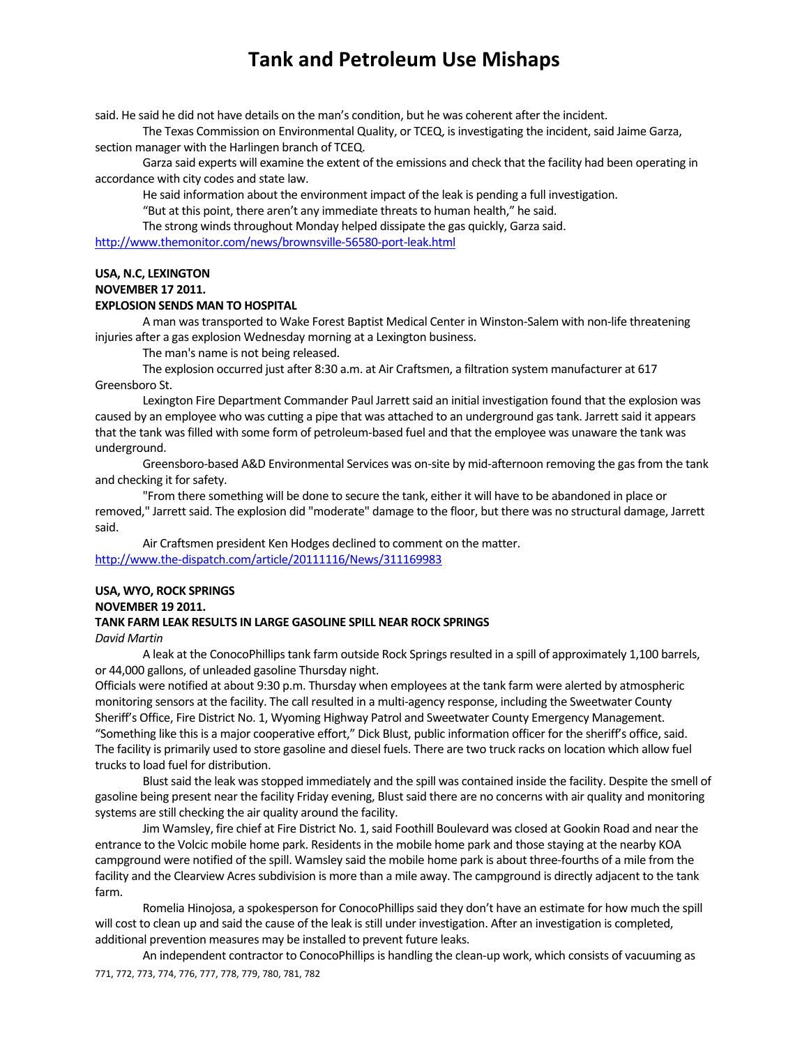said. He said he did not have details on the man's condition, but he was coherent after the incident.

The Texas Commission on Environmental Quality, or TCEQ, is investigating the incident, said Jaime Garza, section manager with the Harlingen branch of TCEQ.

Garza said experts will examine the extent of the emissions and check that the facility had been operating in accordance with city codes and state law.

He said information about the environment impact of the leak is pending a full investigation.

"But at this point, there aren't any immediate threats to human health," he said.

The strong winds throughout Monday helped dissipate the gas quickly, Garza said.

http://www.themonitor.com/news/brownsville-56580-port-leak.html

**USA, N.C, LEXINGTON**
**NOVEMBER 17 2011.**
**EXPLOSION SENDS MAN TO HOSPITAL**

A man was transported to Wake Forest Baptist Medical Center in Winston-Salem with non-life threatening injuries after a gas explosion Wednesday morning at a Lexington business.

The man's name is not being released.

The explosion occurred just after 8:30 a.m. at Air Craftsmen, a filtration system manufacturer at 617 Greensboro St.

Lexington Fire Department Commander Paul Jarrett said an initial investigation found that the explosion was caused by an employee who was cutting a pipe that was attached to an underground gas tank. Jarrett said it appears that the tank was filled with some form of petroleum-based fuel and that the employee was unaware the tank was underground.

Greensboro-based A&D Environmental Services was on-site by mid-afternoon removing the gas from the tank and checking it for safety.

"From there something will be done to secure the tank, either it will have to be abandoned in place or removed," Jarrett said. The explosion did "moderate" damage to the floor, but there was no structural damage, Jarrett said.

Air Craftsmen president Ken Hodges declined to comment on the matter.

http://www.the-dispatch.com/article/20111116/News/311169983

**USA, WYO, ROCK SPRINGS**
**NOVEMBER 19 2011.**
**TANK FARM LEAK RESULTS IN LARGE GASOLINE SPILL NEAR ROCK SPRINGS**
*David Martin*

A leak at the ConocoPhillips tank farm outside Rock Springs resulted in a spill of approximately 1,100 barrels, or 44,000 gallons, of unleaded gasoline Thursday night.

Officials were notified at about 9:30 p.m. Thursday when employees at the tank farm were alerted by atmospheric monitoring sensors at the facility. The call resulted in a multi-agency response, including the Sweetwater County Sheriff's Office, Fire District No. 1, Wyoming Highway Patrol and Sweetwater County Emergency Management. "Something like this is a major cooperative effort," Dick Blust, public information officer for the sheriff's office, said. The facility is primarily used to store gasoline and diesel fuels. There are two truck racks on location which allow fuel trucks to load fuel for distribution.

Blust said the leak was stopped immediately and the spill was contained inside the facility. Despite the smell of gasoline being present near the facility Friday evening, Blust said there are no concerns with air quality and monitoring systems are still checking the air quality around the facility.

Jim Wamsley, fire chief at Fire District No. 1, said Foothill Boulevard was closed at Gookin Road and near the entrance to the Volcic mobile home park. Residents in the mobile home park and those staying at the nearby KOA campground were notified of the spill. Wamsley said the mobile home park is about three-fourths of a mile from the facility and the Clearview Acres subdivision is more than a mile away. The campground is directly adjacent to the tank farm.

Romelia Hinojosa, a spokesperson for ConocoPhillips said they don't have an estimate for how much the spill will cost to clean up and said the cause of the leak is still under investigation. After an investigation is completed, additional prevention measures may be installed to prevent future leaks.

An independent contractor to ConocoPhillips is handling the clean-up work, which consists of vacuuming as

771, 772, 773, 774, 776, 777, 778, 779, 780, 781, 782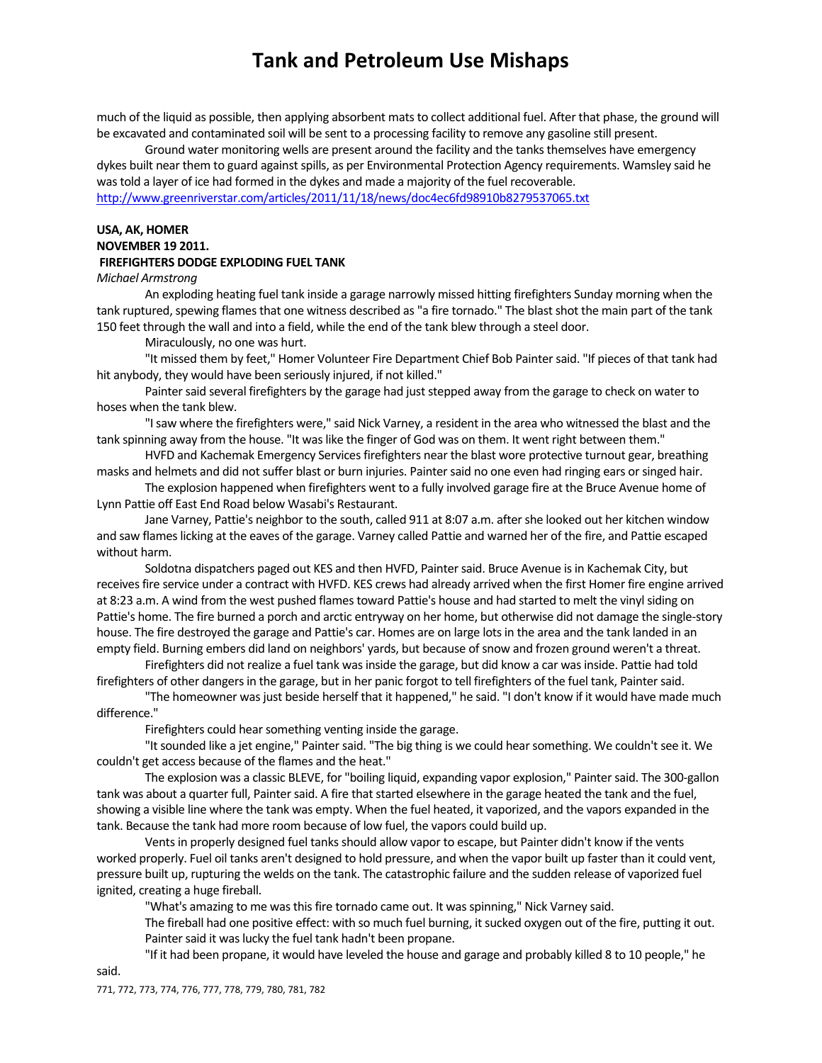much of the liquid as possible, then applying absorbent mats to collect additional fuel. After that phase, the ground will be excavated and contaminated soil will be sent to a processing facility to remove any gasoline still present.

Ground water monitoring wells are present around the facility and the tanks themselves have emergency dykes built near them to guard against spills, as per Environmental Protection Agency requirements. Wamsley said he was told a layer of ice had formed in the dykes and made a majority of the fuel recoverable.

http://www.greenriverstar.com/articles/2011/11/18/news/doc4ec6fd98910b8279537065.txt

**USA, AK, HOMER**
**NOVEMBER 19 2011.**
**FIREFIGHTERS DODGE EXPLODING FUEL TANK**
*Michael Armstrong*

An exploding heating fuel tank inside a garage narrowly missed hitting firefighters Sunday morning when the tank ruptured, spewing flames that one witness described as "a fire tornado." The blast shot the main part of the tank 150 feet through the wall and into a field, while the end of the tank blew through a steel door.

Miraculously, no one was hurt.

"It missed them by feet," Homer Volunteer Fire Department Chief Bob Painter said. "If pieces of that tank had hit anybody, they would have been seriously injured, if not killed."

Painter said several firefighters by the garage had just stepped away from the garage to check on water to hoses when the tank blew.

"I saw where the firefighters were," said Nick Varney, a resident in the area who witnessed the blast and the tank spinning away from the house. "It was like the finger of God was on them. It went right between them."

HVFD and Kachemak Emergency Services firefighters near the blast wore protective turnout gear, breathing masks and helmets and did not suffer blast or burn injuries. Painter said no one even had ringing ears or singed hair.

The explosion happened when firefighters went to a fully involved garage fire at the Bruce Avenue home of Lynn Pattie off East End Road below Wasabi's Restaurant.

Jane Varney, Pattie's neighbor to the south, called 911 at 8:07 a.m. after she looked out her kitchen window and saw flames licking at the eaves of the garage. Varney called Pattie and warned her of the fire, and Pattie escaped without harm.

Soldotna dispatchers paged out KES and then HVFD, Painter said. Bruce Avenue is in Kachemak City, but receives fire service under a contract with HVFD. KES crews had already arrived when the first Homer fire engine arrived at 8:23 a.m. A wind from the west pushed flames toward Pattie's house and had started to melt the vinyl siding on Pattie's home. The fire burned a porch and arctic entryway on her home, but otherwise did not damage the single-story house. The fire destroyed the garage and Pattie's car. Homes are on large lots in the area and the tank landed in an empty field. Burning embers did land on neighbors' yards, but because of snow and frozen ground weren't a threat.

Firefighters did not realize a fuel tank was inside the garage, but did know a car was inside. Pattie had told firefighters of other dangers in the garage, but in her panic forgot to tell firefighters of the fuel tank, Painter said.

"The homeowner was just beside herself that it happened," he said. "I don't know if it would have made much difference."

Firefighters could hear something venting inside the garage.

"It sounded like a jet engine," Painter said. "The big thing is we could hear something. We couldn't see it. We couldn't get access because of the flames and the heat."

The explosion was a classic BLEVE, for "boiling liquid, expanding vapor explosion," Painter said. The 300-gallon tank was about a quarter full, Painter said. A fire that started elsewhere in the garage heated the tank and the fuel, showing a visible line where the tank was empty. When the fuel heated, it vaporized, and the vapors expanded in the tank. Because the tank had more room because of low fuel, the vapors could build up.

Vents in properly designed fuel tanks should allow vapor to escape, but Painter didn't know if the vents worked properly. Fuel oil tanks aren't designed to hold pressure, and when the vapor built up faster than it could vent, pressure built up, rupturing the welds on the tank. The catastrophic failure and the sudden release of vaporized fuel ignited, creating a huge fireball.

"What's amazing to me was this fire tornado came out. It was spinning," Nick Varney said.

The fireball had one positive effect: with so much fuel burning, it sucked oxygen out of the fire, putting it out. Painter said it was lucky the fuel tank hadn't been propane.

"If it had been propane, it would have leveled the house and garage and probably killed 8 to 10 people," he said.

771, 772, 773, 774, 776, 777, 778, 779, 780, 781, 782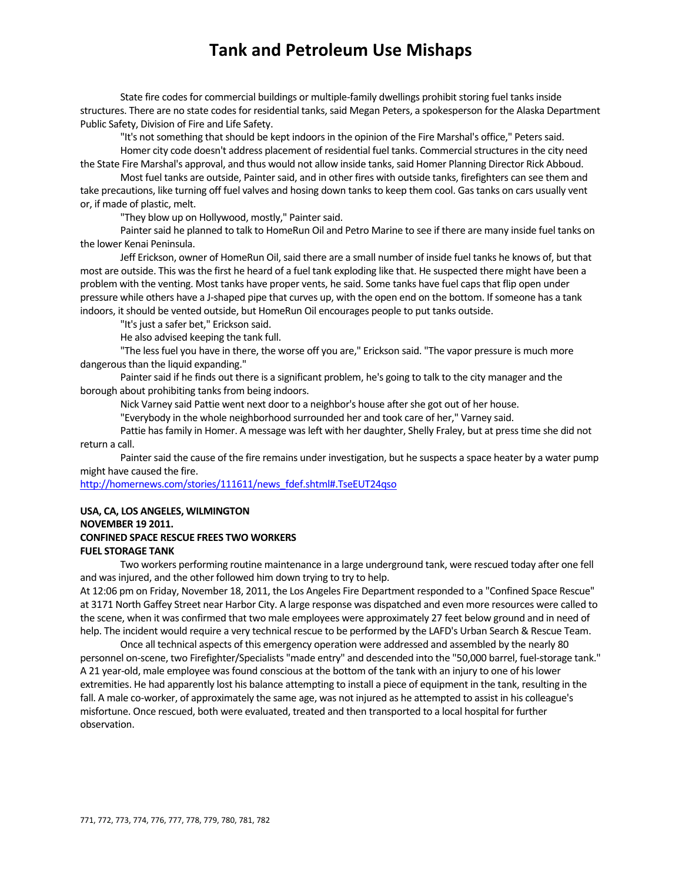State fire codes for commercial buildings or multiple-family dwellings prohibit storing fuel tanks inside structures. There are no state codes for residential tanks, said Megan Peters, a spokesperson for the Alaska Department Public Safety, Division of Fire and Life Safety.

"It's not something that should be kept indoors in the opinion of the Fire Marshal's office," Peters said.

Homer city code doesn't address placement of residential fuel tanks. Commercial structures in the city need the State Fire Marshal's approval, and thus would not allow inside tanks, said Homer Planning Director Rick Abboud.

Most fuel tanks are outside, Painter said, and in other fires with outside tanks, firefighters can see them and take precautions, like turning off fuel valves and hosing down tanks to keep them cool. Gas tanks on cars usually vent or, if made of plastic, melt.

"They blow up on Hollywood, mostly," Painter said.

Painter said he planned to talk to HomeRun Oil and Petro Marine to see if there are many inside fuel tanks on the lower Kenai Peninsula.

Jeff Erickson, owner of HomeRun Oil, said there are a small number of inside fuel tanks he knows of, but that most are outside. This was the first he heard of a fuel tank exploding like that. He suspected there might have been a problem with the venting. Most tanks have proper vents, he said. Some tanks have fuel caps that flip open under pressure while others have a J-shaped pipe that curves up, with the open end on the bottom. If someone has a tank indoors, it should be vented outside, but HomeRun Oil encourages people to put tanks outside.

"It's just a safer bet," Erickson said.

He also advised keeping the tank full.

"The less fuel you have in there, the worse off you are," Erickson said. "The vapor pressure is much more dangerous than the liquid expanding."

Painter said if he finds out there is a significant problem, he's going to talk to the city manager and the borough about prohibiting tanks from being indoors.

Nick Varney said Pattie went next door to a neighbor's house after she got out of her house.

"Everybody in the whole neighborhood surrounded her and took care of her," Varney said.

Pattie has family in Homer. A message was left with her daughter, Shelly Fraley, but at press time she did not return a call.

Painter said the cause of the fire remains under investigation, but he suspects a space heater by a water pump might have caused the fire.

http://homernews.com/stories/111611/news_fdef.shtml#.TseEUT24qso

**USA, CA, LOS ANGELES, WILMINGTON**
**NOVEMBER 19 2011.**
**CONFINED SPACE RESCUE FREES TWO WORKERS**
**FUEL STORAGE TANK**

Two workers performing routine maintenance in a large underground tank, were rescued today after one fell and was injured, and the other followed him down trying to try to help.

At 12:06 pm on Friday, November 18, 2011, the Los Angeles Fire Department responded to a "Confined Space Rescue" at 3171 North Gaffey Street near Harbor City. A large response was dispatched and even more resources were called to the scene, when it was confirmed that two male employees were approximately 27 feet below ground and in need of help. The incident would require a very technical rescue to be performed by the LAFD's Urban Search & Rescue Team.

Once all technical aspects of this emergency operation were addressed and assembled by the nearly 80 personnel on-scene, two Firefighter/Specialists "made entry" and descended into the "50,000 barrel, fuel-storage tank." A 21 year-old, male employee was found conscious at the bottom of the tank with an injury to one of his lower extremities. He had apparently lost his balance attempting to install a piece of equipment in the tank, resulting in the fall. A male co-worker, of approximately the same age, was not injured as he attempted to assist in his colleague's misfortune. Once rescued, both were evaluated, treated and then transported to a local hospital for further observation.

771, 772, 773, 774, 776, 777, 778, 779, 780, 781, 782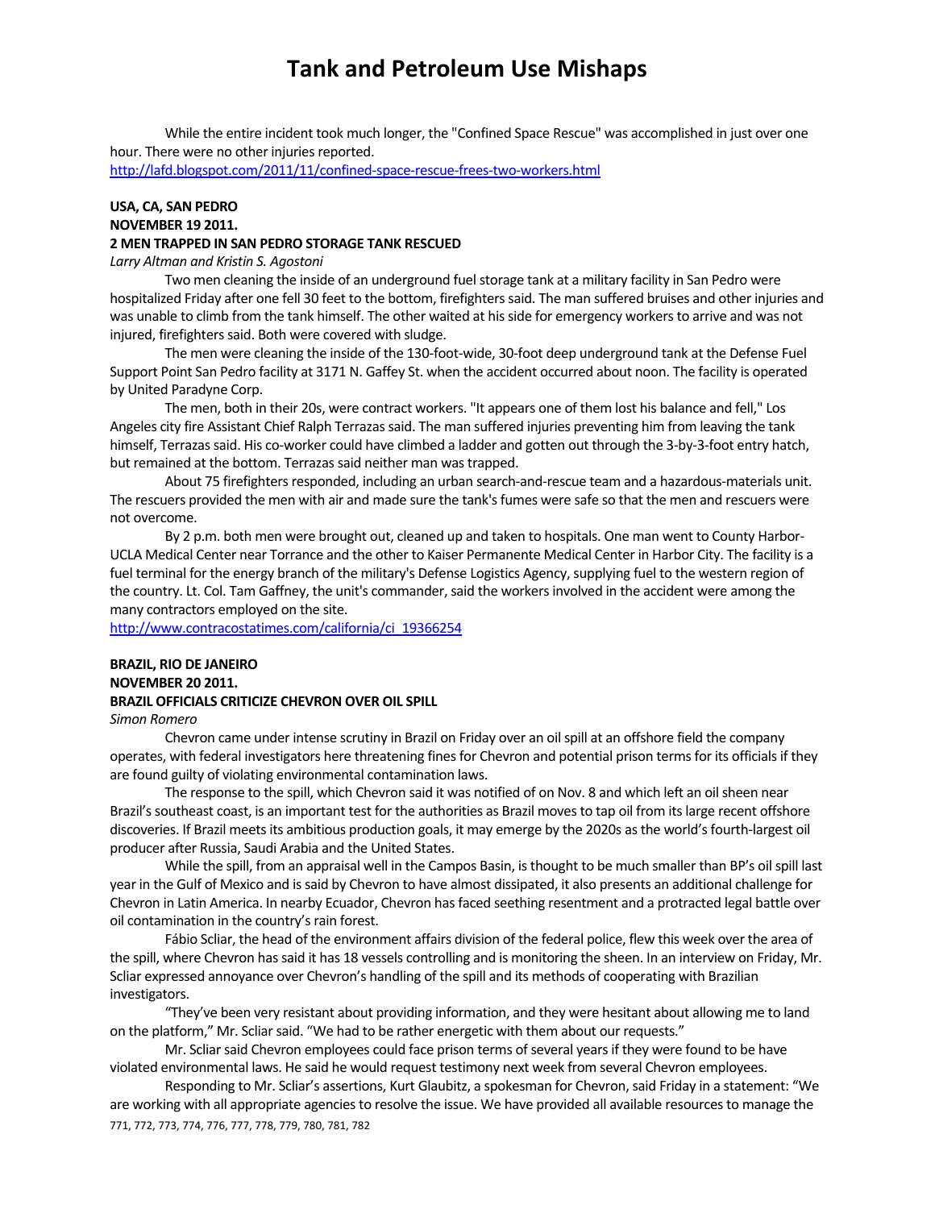While the entire incident took much longer, the "Confined Space Rescue" was accomplished in just over one hour. There were no other injuries reported.
http://lafd.blogspot.com/2011/11/confined-space-rescue-frees-two-workers.html

**USA, CA, SAN PEDRO**
**NOVEMBER 19 2011.**
**2 MEN TRAPPED IN SAN PEDRO STORAGE TANK RESCUED**
*Larry Altman and Kristin S. Agostoni*

Two men cleaning the inside of an underground fuel storage tank at a military facility in San Pedro were hospitalized Friday after one fell 30 feet to the bottom, firefighters said. The man suffered bruises and other injuries and was unable to climb from the tank himself. The other waited at his side for emergency workers to arrive and was not injured, firefighters said. Both were covered with sludge.

The men were cleaning the inside of the 130-foot-wide, 30-foot deep underground tank at the Defense Fuel Support Point San Pedro facility at 3171 N. Gaffey St. when the accident occurred about noon. The facility is operated by United Paradyne Corp.

The men, both in their 20s, were contract workers. "It appears one of them lost his balance and fell," Los Angeles city fire Assistant Chief Ralph Terrazas said. The man suffered injuries preventing him from leaving the tank himself, Terrazas said. His co-worker could have climbed a ladder and gotten out through the 3-by-3-foot entry hatch, but remained at the bottom. Terrazas said neither man was trapped.

About 75 firefighters responded, including an urban search-and-rescue team and a hazardous-materials unit. The rescuers provided the men with air and made sure the tank's fumes were safe so that the men and rescuers were not overcome.

By 2 p.m. both men were brought out, cleaned up and taken to hospitals. One man went to County Harbor-UCLA Medical Center near Torrance and the other to Kaiser Permanente Medical Center in Harbor City. The facility is a fuel terminal for the energy branch of the military's Defense Logistics Agency, supplying fuel to the western region of the country. Lt. Col. Tam Gaffney, the unit's commander, said the workers involved in the accident were among the many contractors employed on the site.
http://www.contracostatimes.com/california/ci_19366254

**BRAZIL, RIO DE JANEIRO**
**NOVEMBER 20 2011.**
**BRAZIL OFFICIALS CRITICIZE CHEVRON OVER OIL SPILL**
*Simon Romero*

Chevron came under intense scrutiny in Brazil on Friday over an oil spill at an offshore field the company operates, with federal investigators here threatening fines for Chevron and potential prison terms for its officials if they are found guilty of violating environmental contamination laws.

The response to the spill, which Chevron said it was notified of on Nov. 8 and which left an oil sheen near Brazil's southeast coast, is an important test for the authorities as Brazil moves to tap oil from its large recent offshore discoveries. If Brazil meets its ambitious production goals, it may emerge by the 2020s as the world's fourth-largest oil producer after Russia, Saudi Arabia and the United States.

While the spill, from an appraisal well in the Campos Basin, is thought to be much smaller than BP's oil spill last year in the Gulf of Mexico and is said by Chevron to have almost dissipated, it also presents an additional challenge for Chevron in Latin America. In nearby Ecuador, Chevron has faced seething resentment and a protracted legal battle over oil contamination in the country's rain forest.

Fábio Scliar, the head of the environment affairs division of the federal police, flew this week over the area of the spill, where Chevron has said it has 18 vessels controlling and is monitoring the sheen. In an interview on Friday, Mr. Scliar expressed annoyance over Chevron's handling of the spill and its methods of cooperating with Brazilian investigators.

"They've been very resistant about providing information, and they were hesitant about allowing me to land on the platform," Mr. Scliar said. "We had to be rather energetic with them about our requests."

Mr. Scliar said Chevron employees could face prison terms of several years if they were found to be have violated environmental laws. He said he would request testimony next week from several Chevron employees.

Responding to Mr. Scliar's assertions, Kurt Glaubitz, a spokesman for Chevron, said Friday in a statement: "We are working with all appropriate agencies to resolve the issue. We have provided all available resources to manage the

771, 772, 773, 774, 776, 777, 778, 779, 780, 781, 782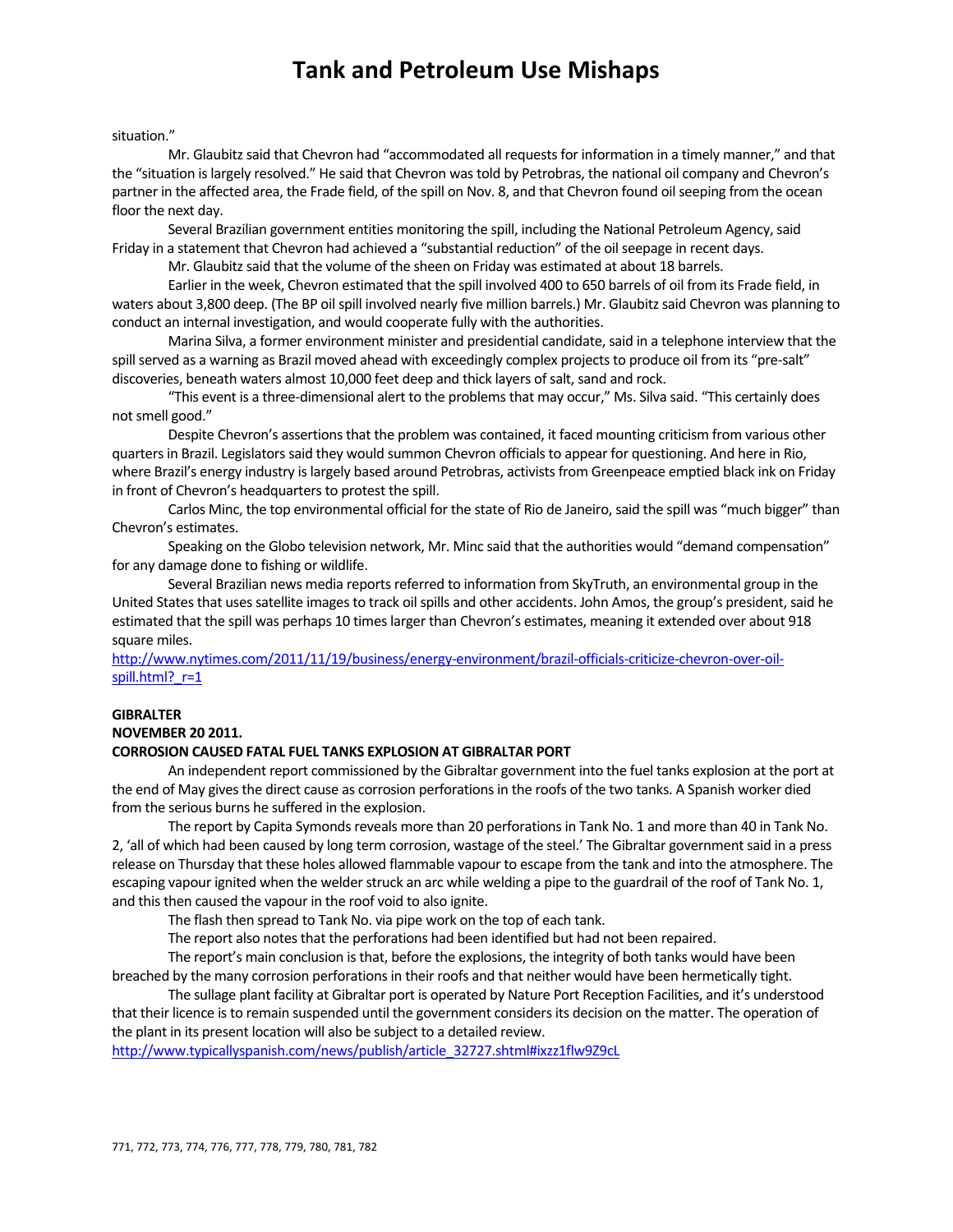situation."

Mr. Glaubitz said that Chevron had "accommodated all requests for information in a timely manner," and that the "situation is largely resolved." He said that Chevron was told by Petrobras, the national oil company and Chevron's partner in the affected area, the Frade field, of the spill on Nov. 8, and that Chevron found oil seeping from the ocean floor the next day.

Several Brazilian government entities monitoring the spill, including the National Petroleum Agency, said Friday in a statement that Chevron had achieved a "substantial reduction" of the oil seepage in recent days.

Mr. Glaubitz said that the volume of the sheen on Friday was estimated at about 18 barrels.

Earlier in the week, Chevron estimated that the spill involved 400 to 650 barrels of oil from its Frade field, in waters about 3,800 deep. (The BP oil spill involved nearly five million barrels.) Mr. Glaubitz said Chevron was planning to conduct an internal investigation, and would cooperate fully with the authorities.

Marina Silva, a former environment minister and presidential candidate, said in a telephone interview that the spill served as a warning as Brazil moved ahead with exceedingly complex projects to produce oil from its "pre-salt" discoveries, beneath waters almost 10,000 feet deep and thick layers of salt, sand and rock.

"This event is a three-dimensional alert to the problems that may occur," Ms. Silva said. "This certainly does not smell good."

Despite Chevron's assertions that the problem was contained, it faced mounting criticism from various other quarters in Brazil. Legislators said they would summon Chevron officials to appear for questioning. And here in Rio, where Brazil's energy industry is largely based around Petrobras, activists from Greenpeace emptied black ink on Friday in front of Chevron's headquarters to protest the spill.

Carlos Minc, the top environmental official for the state of Rio de Janeiro, said the spill was "much bigger" than Chevron's estimates.

Speaking on the Globo television network, Mr. Minc said that the authorities would "demand compensation" for any damage done to fishing or wildlife.

Several Brazilian news media reports referred to information from SkyTruth, an environmental group in the United States that uses satellite images to track oil spills and other accidents. John Amos, the group's president, said he estimated that the spill was perhaps 10 times larger than Chevron's estimates, meaning it extended over about 918 square miles.

http://www.nytimes.com/2011/11/19/business/energy-environment/brazil-officials-criticize-chevron-over-oil-spill.html?_r=1

**GIBRALTER**
**NOVEMBER 20 2011.**
**CORROSION CAUSED FATAL FUEL TANKS EXPLOSION AT GIBRALTAR PORT**

An independent report commissioned by the Gibraltar government into the fuel tanks explosion at the port at the end of May gives the direct cause as corrosion perforations in the roofs of the two tanks. A Spanish worker died from the serious burns he suffered in the explosion.

The report by Capita Symonds reveals more than 20 perforations in Tank No. 1 and more than 40 in Tank No. 2, 'all of which had been caused by long term corrosion, wastage of the steel.' The Gibraltar government said in a press release on Thursday that these holes allowed flammable vapour to escape from the tank and into the atmosphere. The escaping vapour ignited when the welder struck an arc while welding a pipe to the guardrail of the roof of Tank No. 1, and this then caused the vapour in the roof void to also ignite.

The flash then spread to Tank No. via pipe work on the top of each tank.

The report also notes that the perforations had been identified but had not been repaired.

The report's main conclusion is that, before the explosions, the integrity of both tanks would have been breached by the many corrosion perforations in their roofs and that neither would have been hermetically tight.

The sullage plant facility at Gibraltar port is operated by Nature Port Reception Facilities, and it's understood that their licence is to remain suspended until the government considers its decision on the matter. The operation of the plant in its present location will also be subject to a detailed review.

http://www.typicallyspanish.com/news/publish/article_32727.shtml#ixzz1flw9Z9cL

771, 772, 773, 774, 776, 777, 778, 779, 780, 781, 782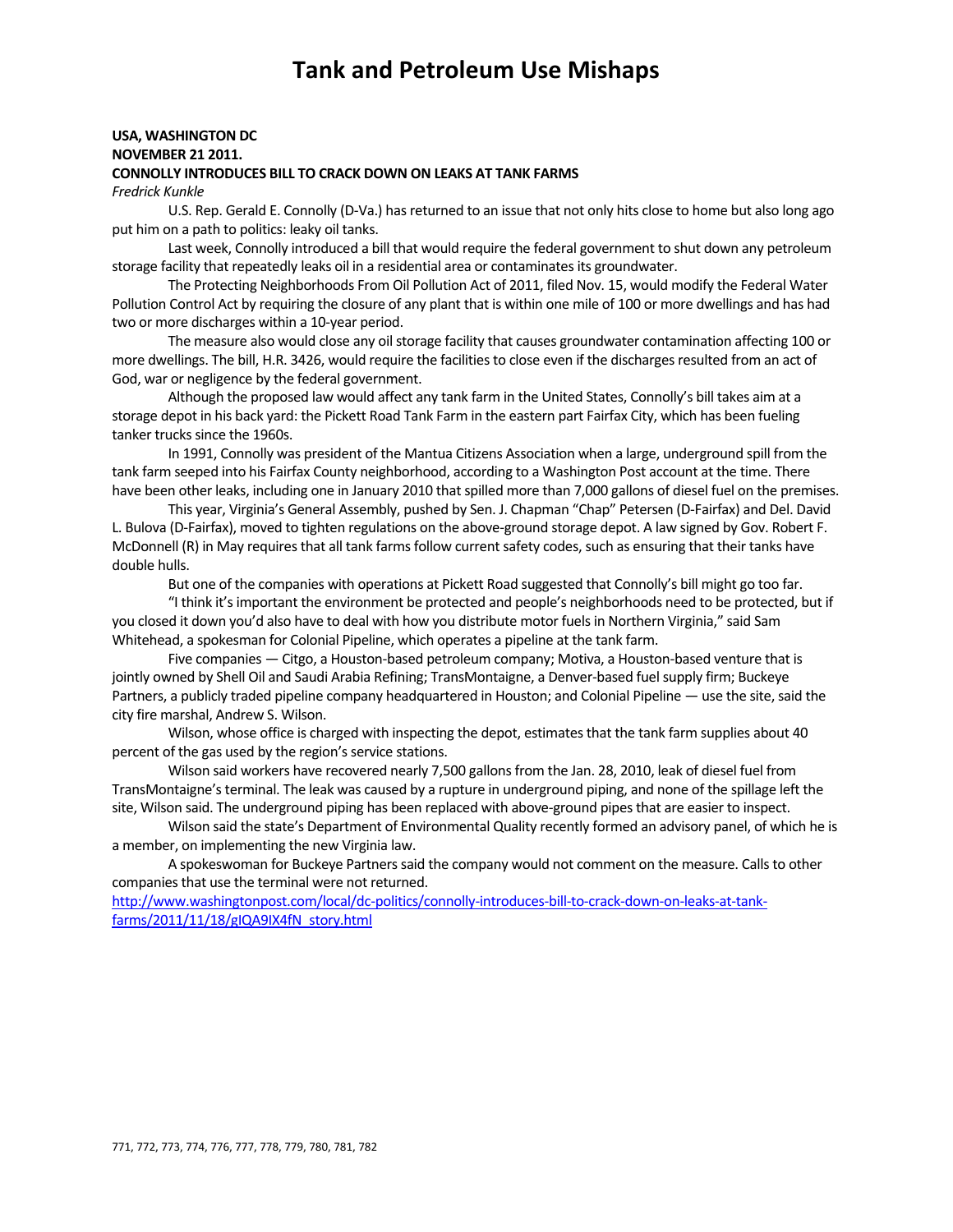# Tank and Petroleum Use Mishaps

**USA, WASHINGTON DC**
**NOVEMBER 21 2011.**
**CONNOLLY INTRODUCES BILL TO CRACK DOWN ON LEAKS AT TANK FARMS**
*Fredrick Kunkle*

U.S. Rep. Gerald E. Connolly (D-Va.) has returned to an issue that not only hits close to home but also long ago put him on a path to politics: leaky oil tanks.

Last week, Connolly introduced a bill that would require the federal government to shut down any petroleum storage facility that repeatedly leaks oil in a residential area or contaminates its groundwater.

The Protecting Neighborhoods From Oil Pollution Act of 2011, filed Nov. 15, would modify the Federal Water Pollution Control Act by requiring the closure of any plant that is within one mile of 100 or more dwellings and has had two or more discharges within a 10-year period.

The measure also would close any oil storage facility that causes groundwater contamination affecting 100 or more dwellings. The bill, H.R. 3426, would require the facilities to close even if the discharges resulted from an act of God, war or negligence by the federal government.

Although the proposed law would affect any tank farm in the United States, Connolly's bill takes aim at a storage depot in his back yard: the Pickett Road Tank Farm in the eastern part Fairfax City, which has been fueling tanker trucks since the 1960s.

In 1991, Connolly was president of the Mantua Citizens Association when a large, underground spill from the tank farm seeped into his Fairfax County neighborhood, according to a Washington Post account at the time. There have been other leaks, including one in January 2010 that spilled more than 7,000 gallons of diesel fuel on the premises.

This year, Virginia's General Assembly, pushed by Sen. J. Chapman "Chap" Petersen (D-Fairfax) and Del. David L. Bulova (D-Fairfax), moved to tighten regulations on the above-ground storage depot. A law signed by Gov. Robert F. McDonnell (R) in May requires that all tank farms follow current safety codes, such as ensuring that their tanks have double hulls.

But one of the companies with operations at Pickett Road suggested that Connolly's bill might go too far.

"I think it's important the environment be protected and people's neighborhoods need to be protected, but if you closed it down you'd also have to deal with how you distribute motor fuels in Northern Virginia," said Sam Whitehead, a spokesman for Colonial Pipeline, which operates a pipeline at the tank farm.

Five companies — Citgo, a Houston-based petroleum company; Motiva, a Houston-based venture that is jointly owned by Shell Oil and Saudi Arabia Refining; TransMontaigne, a Denver-based fuel supply firm; Buckeye Partners, a publicly traded pipeline company headquartered in Houston; and Colonial Pipeline — use the site, said the city fire marshal, Andrew S. Wilson.

Wilson, whose office is charged with inspecting the depot, estimates that the tank farm supplies about 40 percent of the gas used by the region's service stations.

Wilson said workers have recovered nearly 7,500 gallons from the Jan. 28, 2010, leak of diesel fuel from TransMontaigne's terminal. The leak was caused by a rupture in underground piping, and none of the spillage left the site, Wilson said. The underground piping has been replaced with above-ground pipes that are easier to inspect.

Wilson said the state's Department of Environmental Quality recently formed an advisory panel, of which he is a member, on implementing the new Virginia law.

A spokeswoman for Buckeye Partners said the company would not comment on the measure. Calls to other companies that use the terminal were not returned.

[http://www.washingtonpost.com/local/dc-politics/connolly-introduces-bill-to-crack-down-on-leaks-at-tank-farms/2011/11/18/gIQA9IX4fN_story.html](http://www.washingtonpost.com/local/dc-politics/connolly-introduces-bill-to-crack-down-on-leaks-at-tank-farms/2011/11/18/gIQA9IX4fN_story.html)

771, 772, 773, 774, 776, 777, 778, 779, 780, 781, 782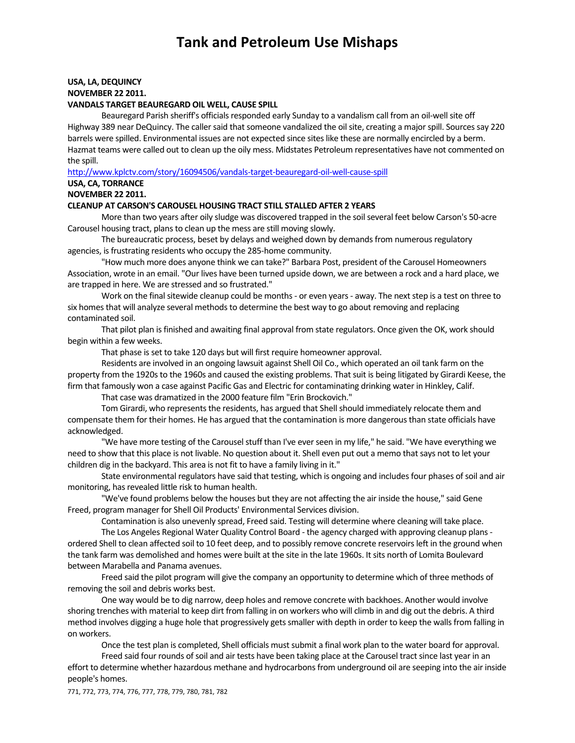# Tank and Petroleum Use Mishaps

**USA, LA, DEQUINCY**
**NOVEMBER 22 2011.**
**VANDALS TARGET BEAUREGARD OIL WELL, CAUSE SPILL**

Beauregard Parish sheriff's officials responded early Sunday to a vandalism call from an oil-well site off Highway 389 near DeQuincy. The caller said that someone vandalized the oil site, creating a major spill. Sources say 220 barrels were spilled. Environmental issues are not expected since sites like these are normally encircled by a berm. Hazmat teams were called out to clean up the oily mess. Midstates Petroleum representatives have not commented on the spill.

http://www.kplctv.com/story/16094506/vandals-target-beauregard-oil-well-cause-spill

**USA, CA, TORRANCE**
**NOVEMBER 22 2011.**
**CLEANUP AT CARSON'S CAROUSEL HOUSING TRACT STILL STALLED AFTER 2 YEARS**

More than two years after oily sludge was discovered trapped in the soil several feet below Carson's 50-acre Carousel housing tract, plans to clean up the mess are still moving slowly.

The bureaucratic process, beset by delays and weighed down by demands from numerous regulatory agencies, is frustrating residents who occupy the 285-home community.

"How much more does anyone think we can take?" Barbara Post, president of the Carousel Homeowners Association, wrote in an email. "Our lives have been turned upside down, we are between a rock and a hard place, we are trapped in here. We are stressed and so frustrated."

Work on the final sitewide cleanup could be months - or even years - away. The next step is a test on three to six homes that will analyze several methods to determine the best way to go about removing and replacing contaminated soil.

That pilot plan is finished and awaiting final approval from state regulators. Once given the OK, work should begin within a few weeks.

That phase is set to take 120 days but will first require homeowner approval.

Residents are involved in an ongoing lawsuit against Shell Oil Co., which operated an oil tank farm on the property from the 1920s to the 1960s and caused the existing problems. That suit is being litigated by Girardi Keese, the firm that famously won a case against Pacific Gas and Electric for contaminating drinking water in Hinkley, Calif.

That case was dramatized in the 2000 feature film "Erin Brockovich."

Tom Girardi, who represents the residents, has argued that Shell should immediately relocate them and compensate them for their homes. He has argued that the contamination is more dangerous than state officials have acknowledged.

"We have more testing of the Carousel stuff than I've ever seen in my life," he said. "We have everything we need to show that this place is not livable. No question about it. Shell even put out a memo that says not to let your children dig in the backyard. This area is not fit to have a family living in it."

State environmental regulators have said that testing, which is ongoing and includes four phases of soil and air monitoring, has revealed little risk to human health.

"We've found problems below the houses but they are not affecting the air inside the house," said Gene Freed, program manager for Shell Oil Products' Environmental Services division.

Contamination is also unevenly spread, Freed said. Testing will determine where cleaning will take place.

The Los Angeles Regional Water Quality Control Board - the agency charged with approving cleanup plans - ordered Shell to clean affected soil to 10 feet deep, and to possibly remove concrete reservoirs left in the ground when the tank farm was demolished and homes were built at the site in the late 1960s. It sits north of Lomita Boulevard between Marabella and Panama avenues.

Freed said the pilot program will give the company an opportunity to determine which of three methods of removing the soil and debris works best.

One way would be to dig narrow, deep holes and remove concrete with backhoes. Another would involve shoring trenches with material to keep dirt from falling in on workers who will climb in and dig out the debris. A third method involves digging a huge hole that progressively gets smaller with depth in order to keep the walls from falling in on workers.

Once the test plan is completed, Shell officials must submit a final work plan to the water board for approval.

Freed said four rounds of soil and air tests have been taking place at the Carousel tract since last year in an effort to determine whether hazardous methane and hydrocarbons from underground oil are seeping into the air inside people's homes.

771, 772, 773, 774, 776, 777, 778, 779, 780, 781, 782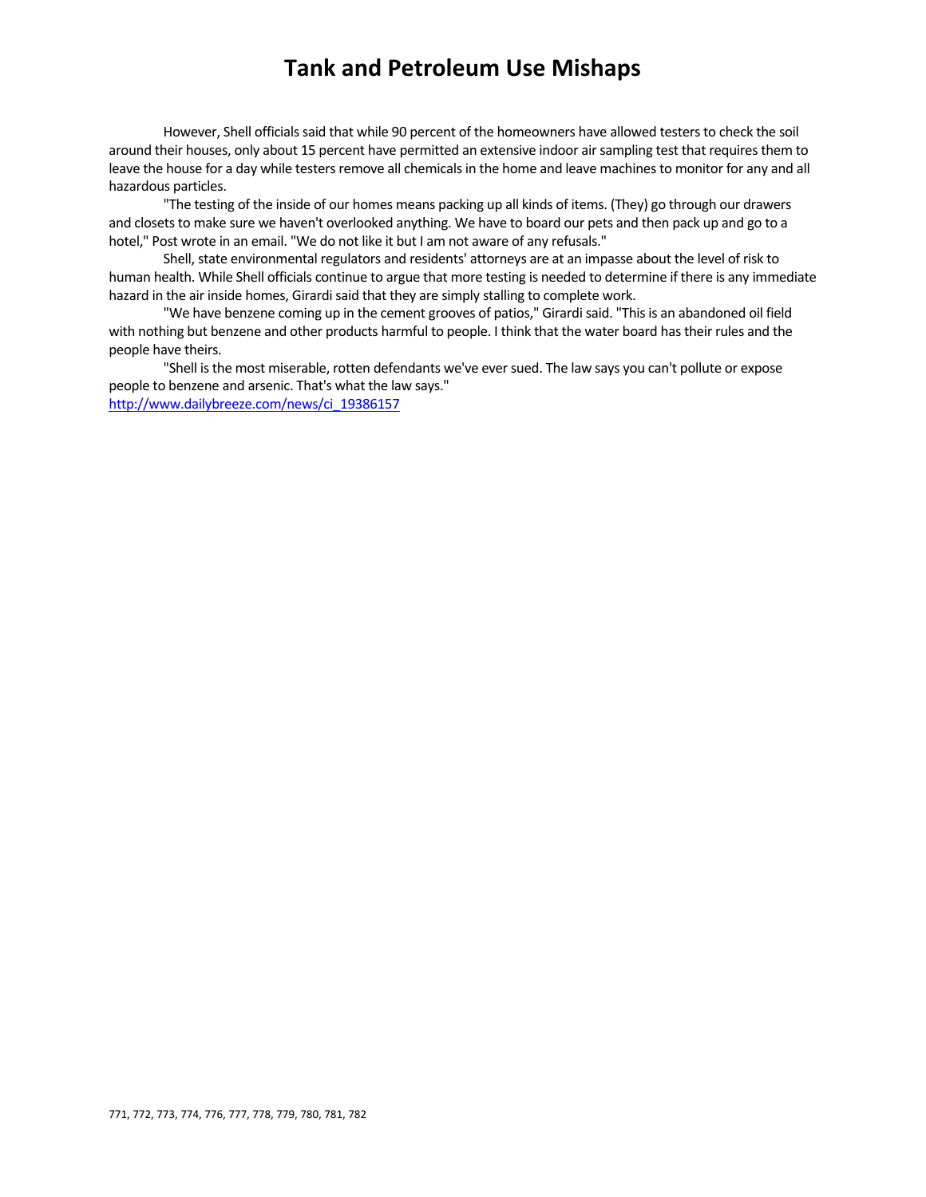# Tank and Petroleum Use Mishaps

However, Shell officials said that while 90 percent of the homeowners have allowed testers to check the soil around their houses, only about 15 percent have permitted an extensive indoor air sampling test that requires them to leave the house for a day while testers remove all chemicals in the home and leave machines to monitor for any and all hazardous particles.

"The testing of the inside of our homes means packing up all kinds of items. (They) go through our drawers and closets to make sure we haven't overlooked anything. We have to board our pets and then pack up and go to a hotel," Post wrote in an email. "We do not like it but I am not aware of any refusals."

Shell, state environmental regulators and residents' attorneys are at an impasse about the level of risk to human health. While Shell officials continue to argue that more testing is needed to determine if there is any immediate hazard in the air inside homes, Girardi said that they are simply stalling to complete work.

"We have benzene coming up in the cement grooves of patios," Girardi said. "This is an abandoned oil field with nothing but benzene and other products harmful to people. I think that the water board has their rules and the people have theirs.

"Shell is the most miserable, rotten defendants we've ever sued. The law says you can't pollute or expose people to benzene and arsenic. That's what the law says."

http://www.dailybreeze.com/news/ci_19386157